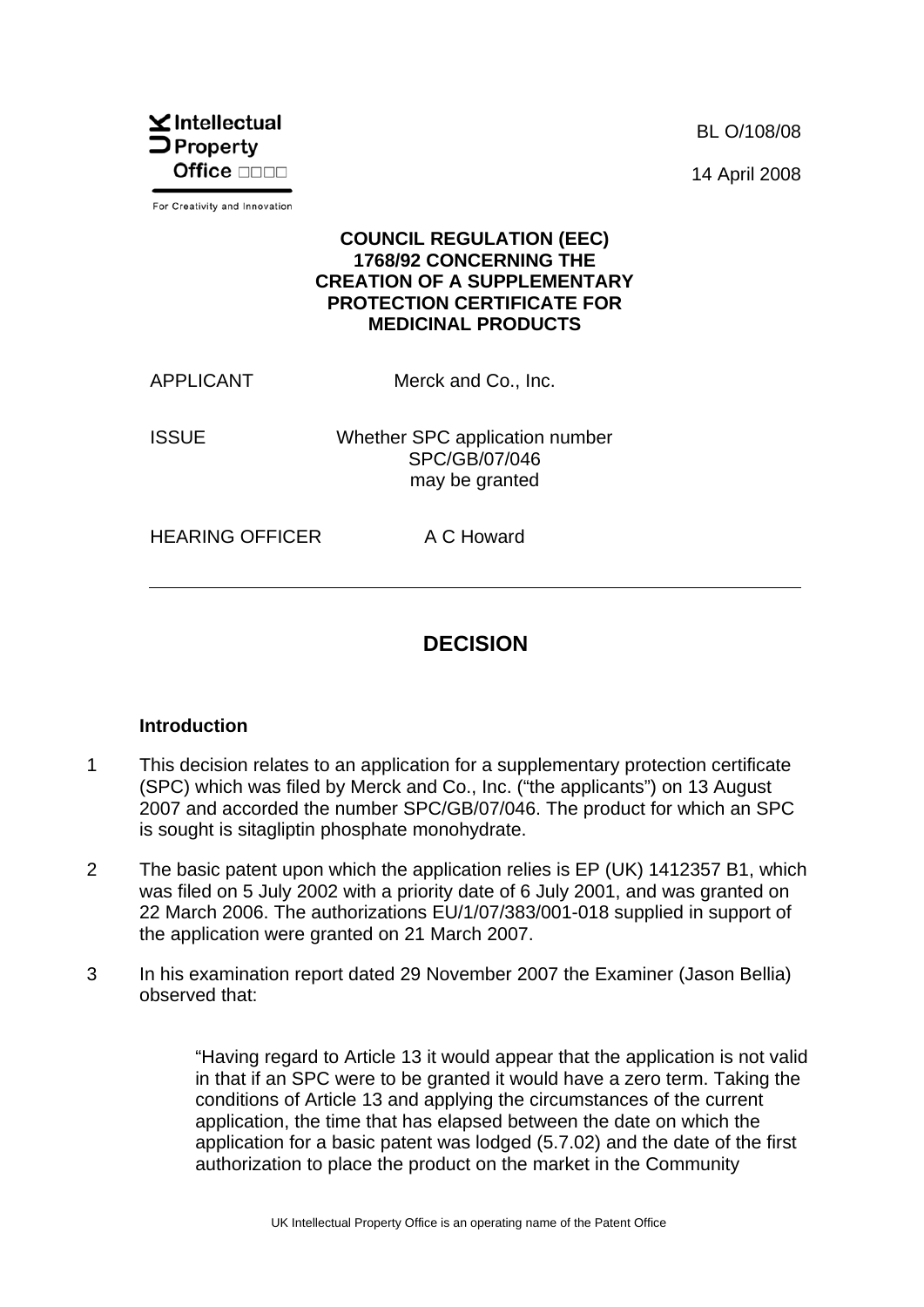BL O/108/08

14 April 2008

**COUNCIL REGULATION (EEC) 1768/92 CONCERNING THE CREATION OF A SUPPLEMENTARY PROTECTION CERTIFICATE FOR MEDICINAL PRODUCTS**

| | |
|---|---|
| APPLICANT | Merck and Co., Inc. |
| ISSUE | Whether SPC application number SPC/GB/07/046 may be granted |
| HEARING OFFICER | A C Howard |

---

# DECISION

### Introduction

1 This decision relates to an application for a supplementary protection certificate (SPC) which was filed by Merck and Co., Inc. ("the applicants") on 13 August 2007 and accorded the number SPC/GB/07/046. The product for which an SPC is sought is sitagliptin phosphate monohydrate.

2 The basic patent upon which the application relies is EP (UK) 1412357 B1, which was filed on 5 July 2002 with a priority date of 6 July 2001, and was granted on 22 March 2006. The authorizations EU/1/07/383/001-018 supplied in support of the application were granted on 21 March 2007.

3 In his examination report dated 29 November 2007 the Examiner (Jason Bellia) observed that:

> "Having regard to Article 13 it would appear that the application is not valid in that if an SPC were to be granted it would have a zero term. Taking the conditions of Article 13 and applying the circumstances of the current application, the time that has elapsed between the date on which the application for a basic patent was lodged (5.7.02) and the date of the first authorization to place the product on the market in the Community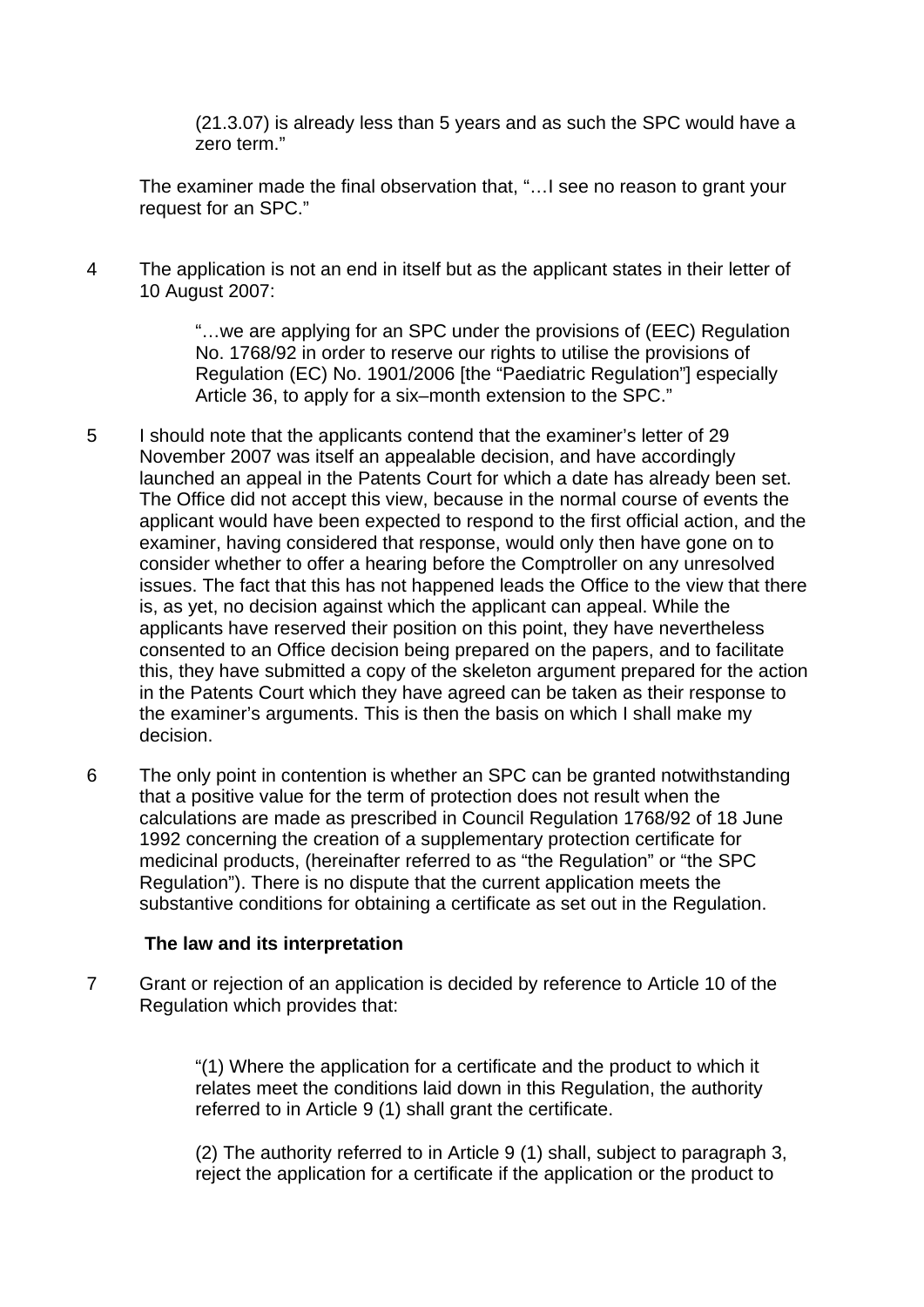(21.3.07) is already less than 5 years and as such the SPC would have a zero term."

The examiner made the final observation that, "…I see no reason to grant your request for an SPC."

4 The application is not an end in itself but as the applicant states in their letter of 10 August 2007:

> "…we are applying for an SPC under the provisions of (EEC) Regulation No. 1768/92 in order to reserve our rights to utilise the provisions of Regulation (EC) No. 1901/2006 [the "Paediatric Regulation"] especially Article 36, to apply for a six–month extension to the SPC."

5 I should note that the applicants contend that the examiner's letter of 29 November 2007 was itself an appealable decision, and have accordingly launched an appeal in the Patents Court for which a date has already been set. The Office did not accept this view, because in the normal course of events the applicant would have been expected to respond to the first official action, and the examiner, having considered that response, would only then have gone on to consider whether to offer a hearing before the Comptroller on any unresolved issues. The fact that this has not happened leads the Office to the view that there is, as yet, no decision against which the applicant can appeal. While the applicants have reserved their position on this point, they have nevertheless consented to an Office decision being prepared on the papers, and to facilitate this, they have submitted a copy of the skeleton argument prepared for the action in the Patents Court which they have agreed can be taken as their response to the examiner's arguments. This is then the basis on which I shall make my decision.

6 The only point in contention is whether an SPC can be granted notwithstanding that a positive value for the term of protection does not result when the calculations are made as prescribed in Council Regulation 1768/92 of 18 June 1992 concerning the creation of a supplementary protection certificate for medicinal products, (hereinafter referred to as "the Regulation" or "the SPC Regulation"). There is no dispute that the current application meets the substantive conditions for obtaining a certificate as set out in the Regulation.

### The law and its interpretation

7 Grant or rejection of an application is decided by reference to Article 10 of the Regulation which provides that:

> "(1) Where the application for a certificate and the product to which it relates meet the conditions laid down in this Regulation, the authority referred to in Article 9 (1) shall grant the certificate.
>
> (2) The authority referred to in Article 9 (1) shall, subject to paragraph 3, reject the application for a certificate if the application or the product to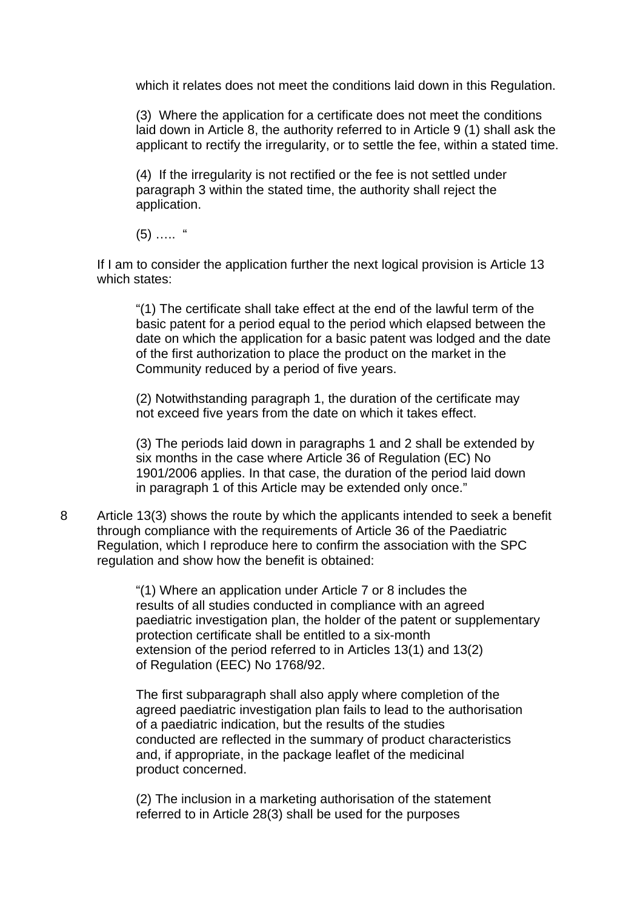which it relates does not meet the conditions laid down in this Regulation.

(3) Where the application for a certificate does not meet the conditions laid down in Article 8, the authority referred to in Article 9 (1) shall ask the applicant to rectify the irregularity, or to settle the fee, within a stated time.

(4) If the irregularity is not rectified or the fee is not settled under paragraph 3 within the stated time, the authority shall reject the application.

(5) ….. "

If I am to consider the application further the next logical provision is Article 13 which states:

"(1) The certificate shall take effect at the end of the lawful term of the basic patent for a period equal to the period which elapsed between the date on which the application for a basic patent was lodged and the date of the first authorization to place the product on the market in the Community reduced by a period of five years.

(2) Notwithstanding paragraph 1, the duration of the certificate may not exceed five years from the date on which it takes effect.

(3) The periods laid down in paragraphs 1 and 2 shall be extended by six months in the case where Article 36 of Regulation (EC) No 1901/2006 applies. In that case, the duration of the period laid down in paragraph 1 of this Article may be extended only once."

8 Article 13(3) shows the route by which the applicants intended to seek a benefit through compliance with the requirements of Article 36 of the Paediatric Regulation, which I reproduce here to confirm the association with the SPC regulation and show how the benefit is obtained:

"(1) Where an application under Article 7 or 8 includes the results of all studies conducted in compliance with an agreed paediatric investigation plan, the holder of the patent or supplementary protection certificate shall be entitled to a six-month extension of the period referred to in Articles 13(1) and 13(2) of Regulation (EEC) No 1768/92.

The first subparagraph shall also apply where completion of the agreed paediatric investigation plan fails to lead to the authorisation of a paediatric indication, but the results of the studies conducted are reflected in the summary of product characteristics and, if appropriate, in the package leaflet of the medicinal product concerned.

(2) The inclusion in a marketing authorisation of the statement referred to in Article 28(3) shall be used for the purposes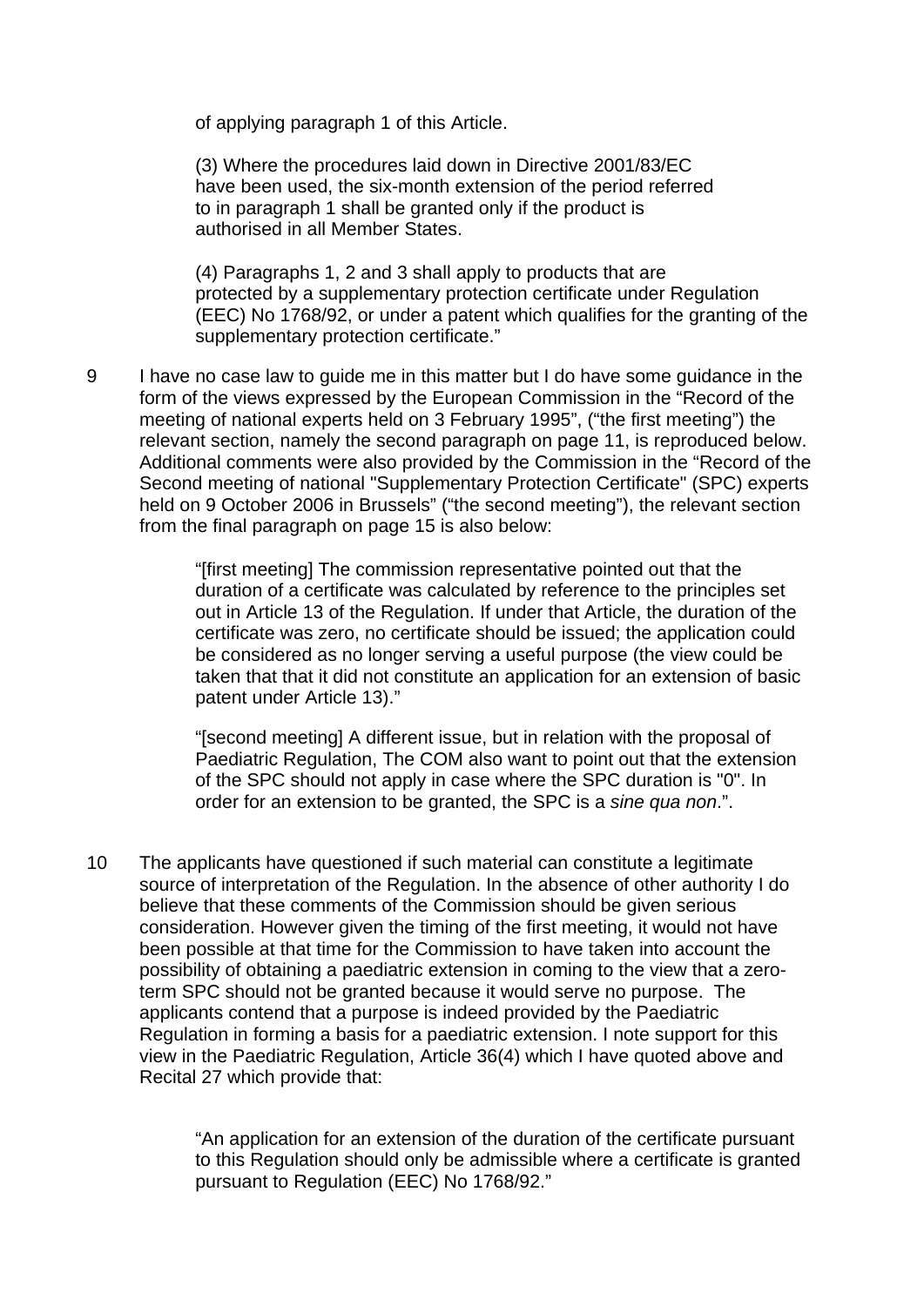of applying paragraph 1 of this Article.

> (3) Where the procedures laid down in Directive 2001/83/EC have been used, the six-month extension of the period referred to in paragraph 1 shall be granted only if the product is authorised in all Member States.
>
> (4) Paragraphs 1, 2 and 3 shall apply to products that are protected by a supplementary protection certificate under Regulation (EEC) No 1768/92, or under a patent which qualifies for the granting of the supplementary protection certificate."

9 I have no case law to guide me in this matter but I do have some guidance in the form of the views expressed by the European Commission in the "Record of the meeting of national experts held on 3 February 1995", ("the first meeting") the relevant section, namely the second paragraph on page 11, is reproduced below. Additional comments were also provided by the Commission in the "Record of the Second meeting of national "Supplementary Protection Certificate" (SPC) experts held on 9 October 2006 in Brussels" ("the second meeting"), the relevant section from the final paragraph on page 15 is also below:

> "[first meeting] The commission representative pointed out that the duration of a certificate was calculated by reference to the principles set out in Article 13 of the Regulation. If under that Article, the duration of the certificate was zero, no certificate should be issued; the application could be considered as no longer serving a useful purpose (the view could be taken that that it did not constitute an application for an extension of basic patent under Article 13)."
>
> "[second meeting] A different issue, but in relation with the proposal of Paediatric Regulation, The COM also want to point out that the extension of the SPC should not apply in case where the SPC duration is "0". In order for an extension to be granted, the SPC is a *sine qua non*.".

10 The applicants have questioned if such material can constitute a legitimate source of interpretation of the Regulation. In the absence of other authority I do believe that these comments of the Commission should be given serious consideration. However given the timing of the first meeting, it would not have been possible at that time for the Commission to have taken into account the possibility of obtaining a paediatric extension in coming to the view that a zero-term SPC should not be granted because it would serve no purpose. The applicants contend that a purpose is indeed provided by the Paediatric Regulation in forming a basis for a paediatric extension. I note support for this view in the Paediatric Regulation, Article 36(4) which I have quoted above and Recital 27 which provide that:

> "An application for an extension of the duration of the certificate pursuant to this Regulation should only be admissible where a certificate is granted pursuant to Regulation (EEC) No 1768/92."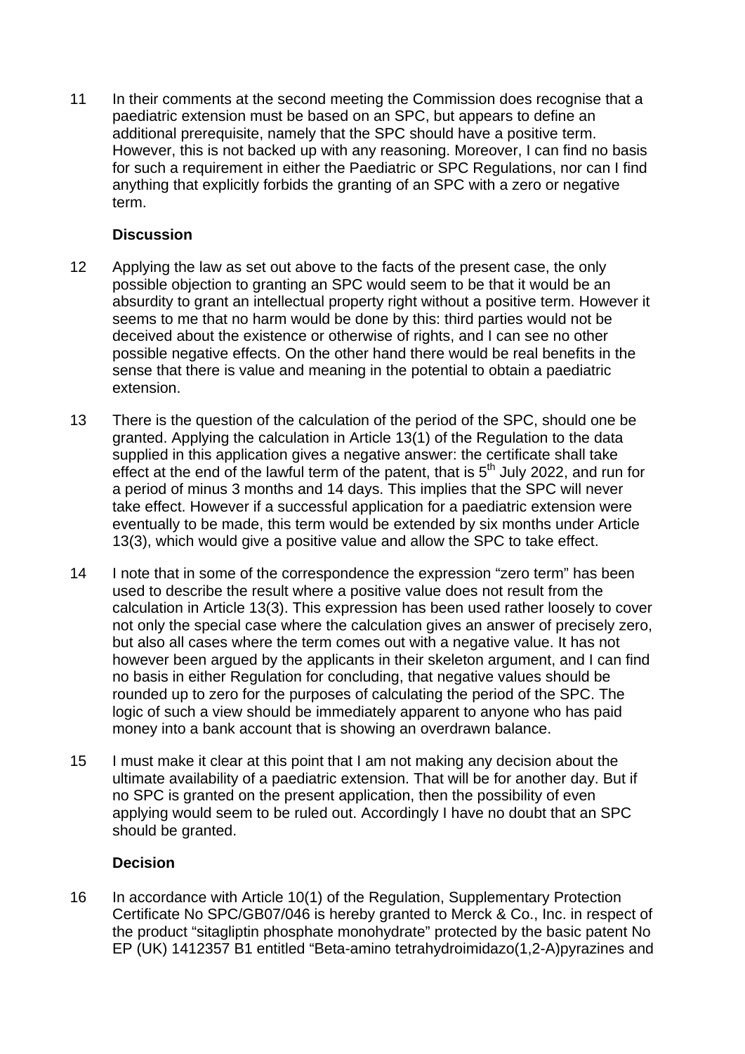11 In their comments at the second meeting the Commission does recognise that a paediatric extension must be based on an SPC, but appears to define an additional prerequisite, namely that the SPC should have a positive term. However, this is not backed up with any reasoning. Moreover, I can find no basis for such a requirement in either the Paediatric or SPC Regulations, nor can I find anything that explicitly forbids the granting of an SPC with a zero or negative term.

### Discussion

12 Applying the law as set out above to the facts of the present case, the only possible objection to granting an SPC would seem to be that it would be an absurdity to grant an intellectual property right without a positive term. However it seems to me that no harm would be done by this: third parties would not be deceived about the existence or otherwise of rights, and I can see no other possible negative effects. On the other hand there would be real benefits in the sense that there is value and meaning in the potential to obtain a paediatric extension.

13 There is the question of the calculation of the period of the SPC, should one be granted. Applying the calculation in Article 13(1) of the Regulation to the data supplied in this application gives a negative answer: the certificate shall take effect at the end of the lawful term of the patent, that is 5th July 2022, and run for a period of minus 3 months and 14 days. This implies that the SPC will never take effect. However if a successful application for a paediatric extension were eventually to be made, this term would be extended by six months under Article 13(3), which would give a positive value and allow the SPC to take effect.

14 I note that in some of the correspondence the expression "zero term" has been used to describe the result where a positive value does not result from the calculation in Article 13(3). This expression has been used rather loosely to cover not only the special case where the calculation gives an answer of precisely zero, but also all cases where the term comes out with a negative value. It has not however been argued by the applicants in their skeleton argument, and I can find no basis in either Regulation for concluding, that negative values should be rounded up to zero for the purposes of calculating the period of the SPC. The logic of such a view should be immediately apparent to anyone who has paid money into a bank account that is showing an overdrawn balance.

15 I must make it clear at this point that I am not making any decision about the ultimate availability of a paediatric extension. That will be for another day. But if no SPC is granted on the present application, then the possibility of even applying would seem to be ruled out. Accordingly I have no doubt that an SPC should be granted.

### Decision

16 In accordance with Article 10(1) of the Regulation, Supplementary Protection Certificate No SPC/GB07/046 is hereby granted to Merck & Co., Inc. in respect of the product "sitagliptin phosphate monohydrate" protected by the basic patent No EP (UK) 1412357 B1 entitled "Beta-amino tetrahydroimidazo(1,2-A)pyrazines and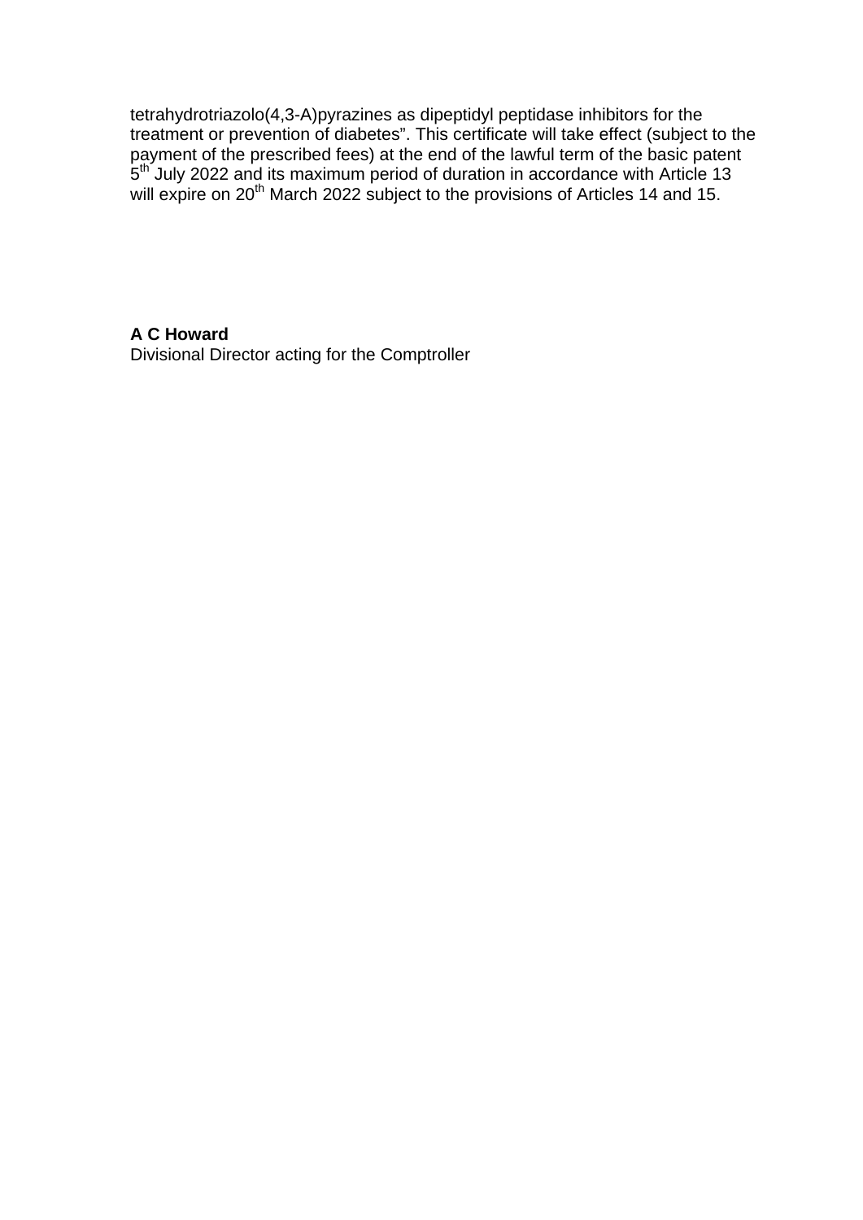tetrahydrotriazolo(4,3-A)pyrazines as dipeptidyl peptidase inhibitors for the treatment or prevention of diabetes". This certificate will take effect (subject to the payment of the prescribed fees) at the end of the lawful term of the basic patent 5th July 2022 and its maximum period of duration in accordance with Article 13 will expire on 20th March 2022 subject to the provisions of Articles 14 and 15.

**A C Howard**
Divisional Director acting for the Comptroller